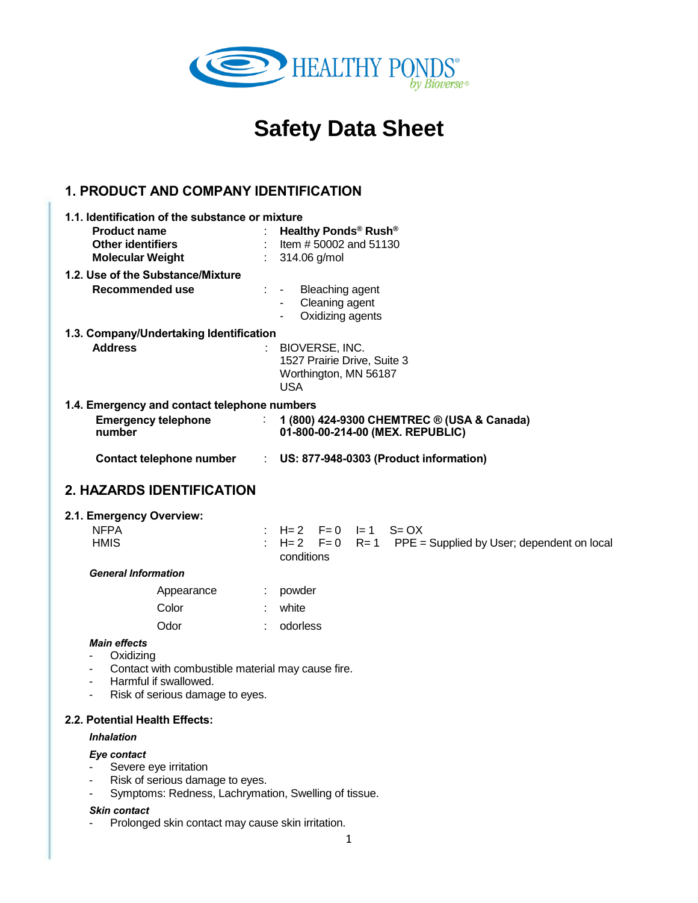HEALTHY PONDS® by Bioverse®

# Safety Data Sheet

## 1. PRODUCT AND COMPANY IDENTIFICATION

### 1.1. Identification of the substance or mixture

| | | |
|---|---|---|
| **Product name** | : | **Healthy Ponds® Rush®** |
| **Other identifiers** | : | Item # 50002 and 51130 |
| **Molecular Weight** | : | 314.06 g/mol |

### 1.2. Use of the Substance/Mixture

**Recommended use** :
- Bleaching agent
- Cleaning agent
- Oxidizing agents

### 1.3. Company/Undertaking Identification

**Address** : BIOVERSE, INC.
1527 Prairie Drive, Suite 3
Worthington, MN 56187
USA

### 1.4. Emergency and contact telephone numbers

**Emergency telephone number** : **1 (800) 424-9300 CHEMTREC ® (USA & Canada)**
**01-800-00-214-00 (MEX. REPUBLIC)**

**Contact telephone number** : **US: 877-948-0303 (Product information)**

## 2. HAZARDS IDENTIFICATION

### 2.1. Emergency Overview:

| | | |
|---|---|---|
| NFPA | : | H= 2 F= 0 I= 1 S= OX |
| HMIS | : | H= 2 F= 0 R= 1 PPE = Supplied by User; dependent on local conditions |

***General Information***

| | | |
|---|---|---|
| Appearance | : | powder |
| Color | : | white |
| Odor | : | odorless |

***Main effects***
- Oxidizing
- Contact with combustible material may cause fire.
- Harmful if swallowed.
- Risk of serious damage to eyes.

### 2.2. Potential Health Effects:

***Inhalation***

***Eye contact***
- Severe eye irritation
- Risk of serious damage to eyes.
- Symptoms: Redness, Lachrymation, Swelling of tissue.

***Skin contact***
- Prolonged skin contact may cause skin irritation.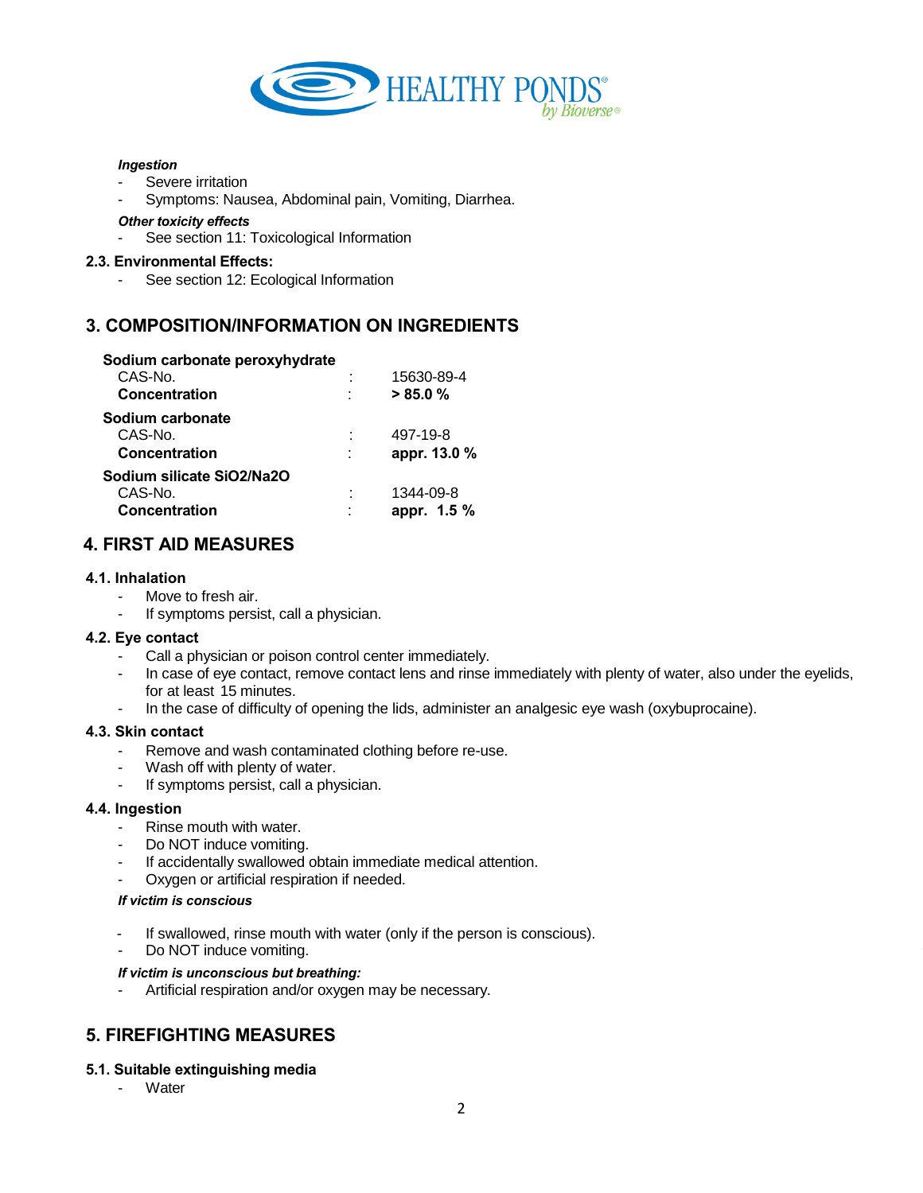***Ingestion***

- Severe irritation
- Symptoms: Nausea, Abdominal pain, Vomiting, Diarrhea.

***Other toxicity effects***

- See section 11: Toxicological Information

**2.3. Environmental Effects:**

- See section 12: Ecological Information

## 3. COMPOSITION/INFORMATION ON INGREDIENTS

**Sodium carbonate peroxyhydrate**

| | | |
|---|---|---|
| CAS-No. | : | 15630-89-4 |
| **Concentration** | : | **> 85.0 %** |

**Sodium carbonate**

| | | |
|---|---|---|
| CAS-No. | : | 497-19-8 |
| **Concentration** | : | **appr. 13.0 %** |

**Sodium silicate SiO2/Na2O**

| | | |
|---|---|---|
| CAS-No. | : | 1344-09-8 |
| **Concentration** | : | **appr. 1.5 %** |

## 4. FIRST AID MEASURES

**4.1. Inhalation**

- Move to fresh air.
- If symptoms persist, call a physician.

**4.2. Eye contact**

- Call a physician or poison control center immediately.
- In case of eye contact, remove contact lens and rinse immediately with plenty of water, also under the eyelids, for at least 15 minutes.
- In the case of difficulty of opening the lids, administer an analgesic eye wash (oxybuprocaine).

**4.3. Skin contact**

- Remove and wash contaminated clothing before re-use.
- Wash off with plenty of water.
- If symptoms persist, call a physician.

**4.4. Ingestion**

- Rinse mouth with water.
- Do NOT induce vomiting.
- If accidentally swallowed obtain immediate medical attention.
- Oxygen or artificial respiration if needed.

***If victim is conscious***

- If swallowed, rinse mouth with water (only if the person is conscious).
- Do NOT induce vomiting.

***If victim is unconscious but breathing:***

- Artificial respiration and/or oxygen may be necessary.

## 5. FIREFIGHTING MEASURES

**5.1. Suitable extinguishing media**

- Water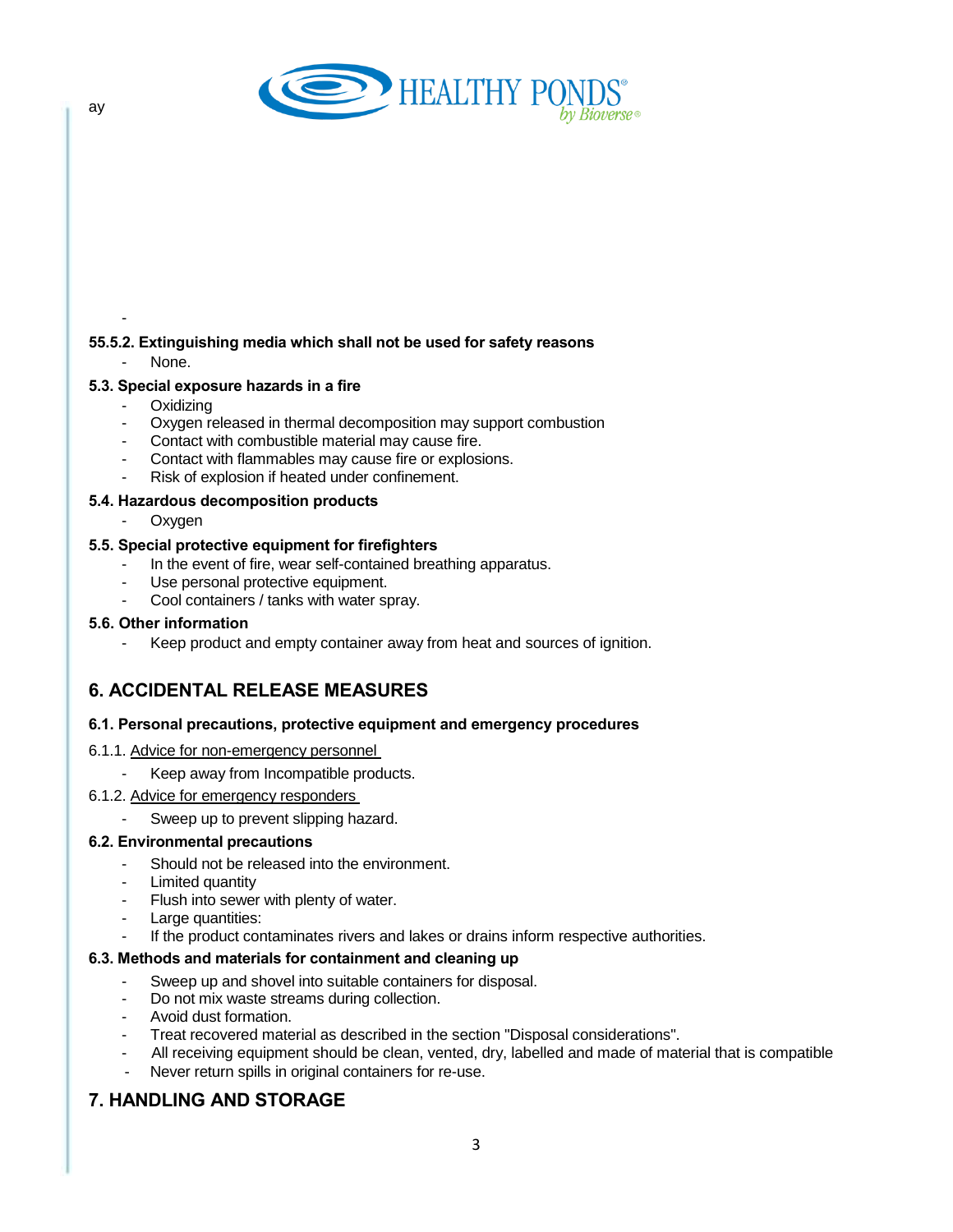ay

-

**55.5.2. Extinguishing media which shall not be used for safety reasons**

- None.

**5.3. Special exposure hazards in a fire**

- Oxidizing
- Oxygen released in thermal decomposition may support combustion
- Contact with combustible material may cause fire.
- Contact with flammables may cause fire or explosions.
- Risk of explosion if heated under confinement.

**5.4. Hazardous decomposition products**

- Oxygen

**5.5. Special protective equipment for firefighters**

- In the event of fire, wear self-contained breathing apparatus.
- Use personal protective equipment.
- Cool containers / tanks with water spray.

**5.6. Other information**

- Keep product and empty container away from heat and sources of ignition.

## 6. ACCIDENTAL RELEASE MEASURES

**6.1. Personal precautions, protective equipment and emergency procedures**

6.1.1. Advice for non-emergency personnel

- Keep away from Incompatible products.

6.1.2. Advice for emergency responders

- Sweep up to prevent slipping hazard.

**6.2. Environmental precautions**

- Should not be released into the environment.
- Limited quantity
- Flush into sewer with plenty of water.
- Large quantities:
- If the product contaminates rivers and lakes or drains inform respective authorities.

**6.3. Methods and materials for containment and cleaning up**

- Sweep up and shovel into suitable containers for disposal.
- Do not mix waste streams during collection.
- Avoid dust formation.
- Treat recovered material as described in the section "Disposal considerations".
- All receiving equipment should be clean, vented, dry, labelled and made of material that is compatible
- Never return spills in original containers for re-use.

## 7. HANDLING AND STORAGE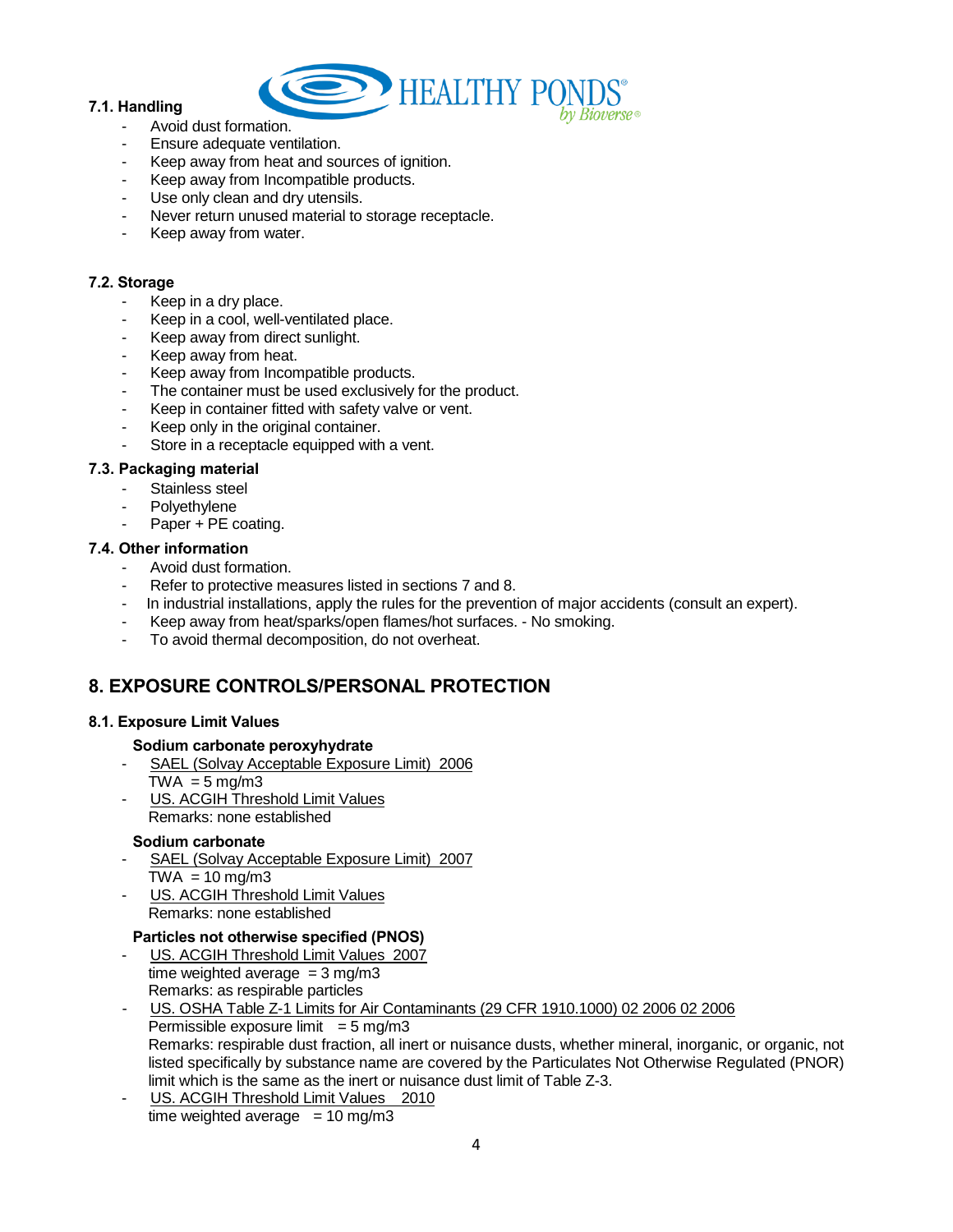### 7.1. Handling

- Avoid dust formation.
- Ensure adequate ventilation.
- Keep away from heat and sources of ignition.
- Keep away from Incompatible products.
- Use only clean and dry utensils.
- Never return unused material to storage receptacle.
- Keep away from water.

### 7.2. Storage

- Keep in a dry place.
- Keep in a cool, well-ventilated place.
- Keep away from direct sunlight.
- Keep away from heat.
- Keep away from Incompatible products.
- The container must be used exclusively for the product.
- Keep in container fitted with safety valve or vent.
- Keep only in the original container.
- Store in a receptacle equipped with a vent.

### 7.3. Packaging material

- Stainless steel
- Polyethylene
- Paper + PE coating.

### 7.4. Other information

- Avoid dust formation.
- Refer to protective measures listed in sections 7 and 8.
- In industrial installations, apply the rules for the prevention of major accidents (consult an expert).
- Keep away from heat/sparks/open flames/hot surfaces. - No smoking.
- To avoid thermal decomposition, do not overheat.

## 8. EXPOSURE CONTROLS/PERSONAL PROTECTION

### 8.1. Exposure Limit Values

**Sodium carbonate peroxyhydrate**

- SAEL (Solvay Acceptable Exposure Limit) 2006
  TWA = 5 mg/m3
- US. ACGIH Threshold Limit Values
  Remarks: none established

**Sodium carbonate**

- SAEL (Solvay Acceptable Exposure Limit) 2007
  TWA = 10 mg/m3
- US. ACGIH Threshold Limit Values
  Remarks: none established

**Particles not otherwise specified (PNOS)**

- US. ACGIH Threshold Limit Values 2007
  time weighted average = 3 mg/m3
  Remarks: as respirable particles
- US. OSHA Table Z-1 Limits for Air Contaminants (29 CFR 1910.1000) 02 2006 02 2006
  Permissible exposure limit = 5 mg/m3
  Remarks: respirable dust fraction, all inert or nuisance dusts, whether mineral, inorganic, or organic, not listed specifically by substance name are covered by the Particulates Not Otherwise Regulated (PNOR) limit which is the same as the inert or nuisance dust limit of Table Z-3.
- US. ACGIH Threshold Limit Values 2010
  time weighted average = 10 mg/m3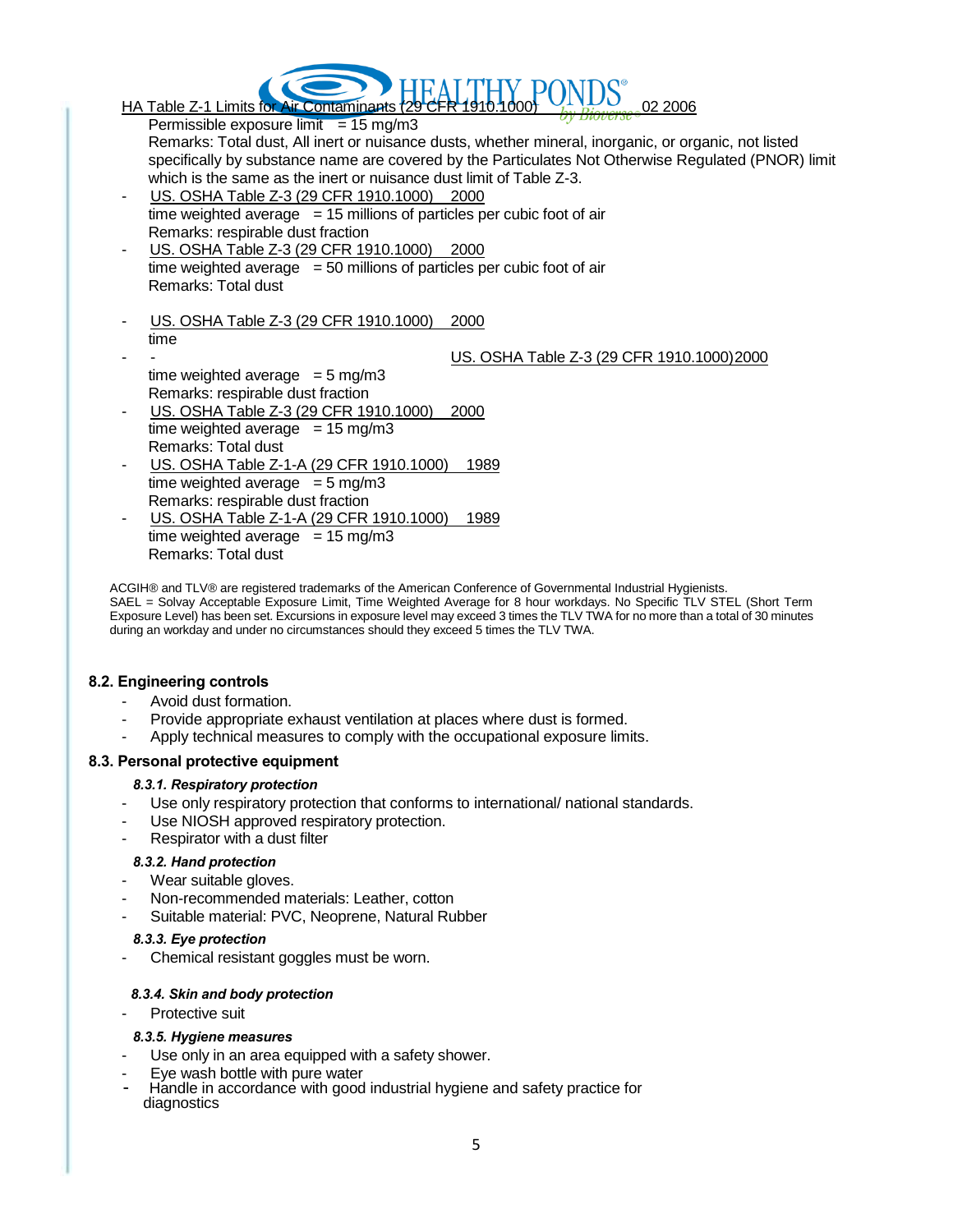HA Table Z-1 Limits for Air Contaminants (29 CFR 1910.1000) 02 2006

Permissible exposure limit = 15 mg/m3

Remarks: Total dust, All inert or nuisance dusts, whether mineral, inorganic, or organic, not listed specifically by substance name are covered by the Particulates Not Otherwise Regulated (PNOR) limit which is the same as the inert or nuisance dust limit of Table Z-3.

- US. OSHA Table Z-3 (29 CFR 1910.1000) 2000
  time weighted average = 15 millions of particles per cubic foot of air
  Remarks: respirable dust fraction
- US. OSHA Table Z-3 (29 CFR 1910.1000) 2000
  time weighted average = 50 millions of particles per cubic foot of air
  Remarks: Total dust
- US. OSHA Table Z-3 (29 CFR 1910.1000) 2000
  time
- - US. OSHA Table Z-3 (29 CFR 1910.1000)2000
  time weighted average = 5 mg/m3
  Remarks: respirable dust fraction
- US. OSHA Table Z-3 (29 CFR 1910.1000) 2000
  time weighted average = 15 mg/m3
  Remarks: Total dust
- US. OSHA Table Z-1-A (29 CFR 1910.1000) 1989
  time weighted average = 5 mg/m3
  Remarks: respirable dust fraction
- US. OSHA Table Z-1-A (29 CFR 1910.1000) 1989
  time weighted average = 15 mg/m3
  Remarks: Total dust

ACGIH® and TLV® are registered trademarks of the American Conference of Governmental Industrial Hygienists.
SAEL = Solvay Acceptable Exposure Limit, Time Weighted Average for 8 hour workdays. No Specific TLV STEL (Short Term Exposure Level) has been set. Excursions in exposure level may exceed 3 times the TLV TWA for no more than a total of 30 minutes during an workday and under no circumstances should they exceed 5 times the TLV TWA.

## 8.2. Engineering controls

- Avoid dust formation.
- Provide appropriate exhaust ventilation at places where dust is formed.
- Apply technical measures to comply with the occupational exposure limits.

## 8.3. Personal protective equipment

### *8.3.1. Respiratory protection*

- Use only respiratory protection that conforms to international/ national standards.
- Use NIOSH approved respiratory protection.
- Respirator with a dust filter

### *8.3.2. Hand protection*

- Wear suitable gloves.
- Non-recommended materials: Leather, cotton
- Suitable material: PVC, Neoprene, Natural Rubber

### *8.3.3. Eye protection*

- Chemical resistant goggles must be worn.

### *8.3.4. Skin and body protection*

- Protective suit

### *8.3.5. Hygiene measures*

- Use only in an area equipped with a safety shower.
- Eye wash bottle with pure water
- Handle in accordance with good industrial hygiene and safety practice for diagnostics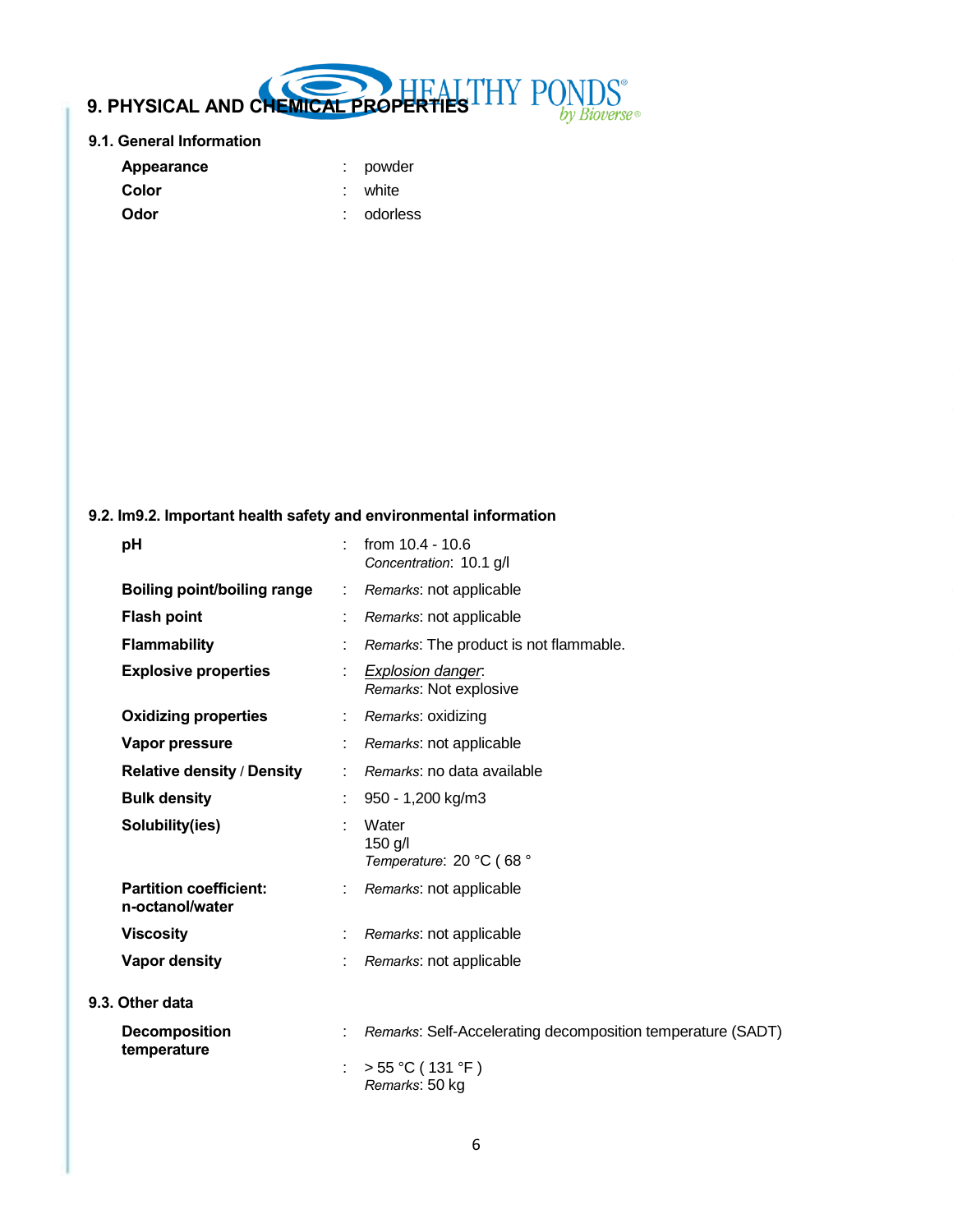## 9. PHYSICAL AND CHEMICAL PROPERTIES

### 9.1. General Information

| | | |
|---|---|---|
| **Appearance** | : | powder |
| **Color** | : | white |
| **Odor** | : | odorless |

### 9.2. Im9.2. Important health safety and environmental information

| | | |
|---|---|---|
| **pH** | : | from 10.4 - 10.6<br>*Concentration*: 10.1 g/l |
| **Boiling point/boiling range** | : | *Remarks*: not applicable |
| **Flash point** | : | *Remarks*: not applicable |
| **Flammability** | : | *Remarks*: The product is not flammable. |
| **Explosive properties** | : | *Explosion danger*:<br>*Remarks*: Not explosive |
| **Oxidizing properties** | : | *Remarks*: oxidizing |
| **Vapor pressure** | : | *Remarks*: not applicable |
| **Relative density / Density** | : | *Remarks*: no data available |
| **Bulk density** | : | 950 - 1,200 kg/m3 |
| **Solubility(ies)** | : | Water<br>150 g/l<br>*Temperature*: 20 °C ( 68 ° |
| **Partition coefficient: n-octanol/water** | : | *Remarks*: not applicable |
| **Viscosity** | : | *Remarks*: not applicable |
| **Vapor density** | : | *Remarks*: not applicable |

### 9.3. Other data

| | | |
|---|---|---|
| **Decomposition temperature** | : | *Remarks*: Self-Accelerating decomposition temperature (SADT) |
| | : | > 55 °C ( 131 °F )<br>*Remarks*: 50 kg |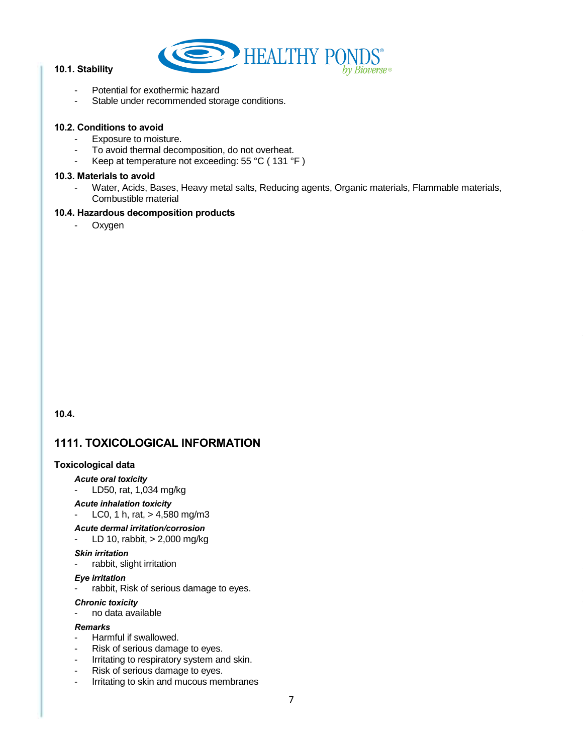### 10.1. Stability

- Potential for exothermic hazard
- Stable under recommended storage conditions.

### 10.2. Conditions to avoid

- Exposure to moisture.
- To avoid thermal decomposition, do not overheat.
- Keep at temperature not exceeding: 55 °C ( 131 °F )

### 10.3. Materials to avoid

- Water, Acids, Bases, Heavy metal salts, Reducing agents, Organic materials, Flammable materials, Combustible material

### 10.4. Hazardous decomposition products

- Oxygen

**10.4.**

## 1111. TOXICOLOGICAL INFORMATION

### Toxicological data

***Acute oral toxicity***

- LD50, rat, 1,034 mg/kg

***Acute inhalation toxicity***

- LC0, 1 h, rat, > 4,580 mg/m3

***Acute dermal irritation/corrosion***

- LD 10, rabbit, > 2,000 mg/kg

***Skin irritation***

- rabbit, slight irritation

***Eye irritation***

- rabbit, Risk of serious damage to eyes.

***Chronic toxicity***

- no data available

***Remarks***

- Harmful if swallowed.
- Risk of serious damage to eyes.
- Irritating to respiratory system and skin.
- Risk of serious damage to eyes.
- Irritating to skin and mucous membranes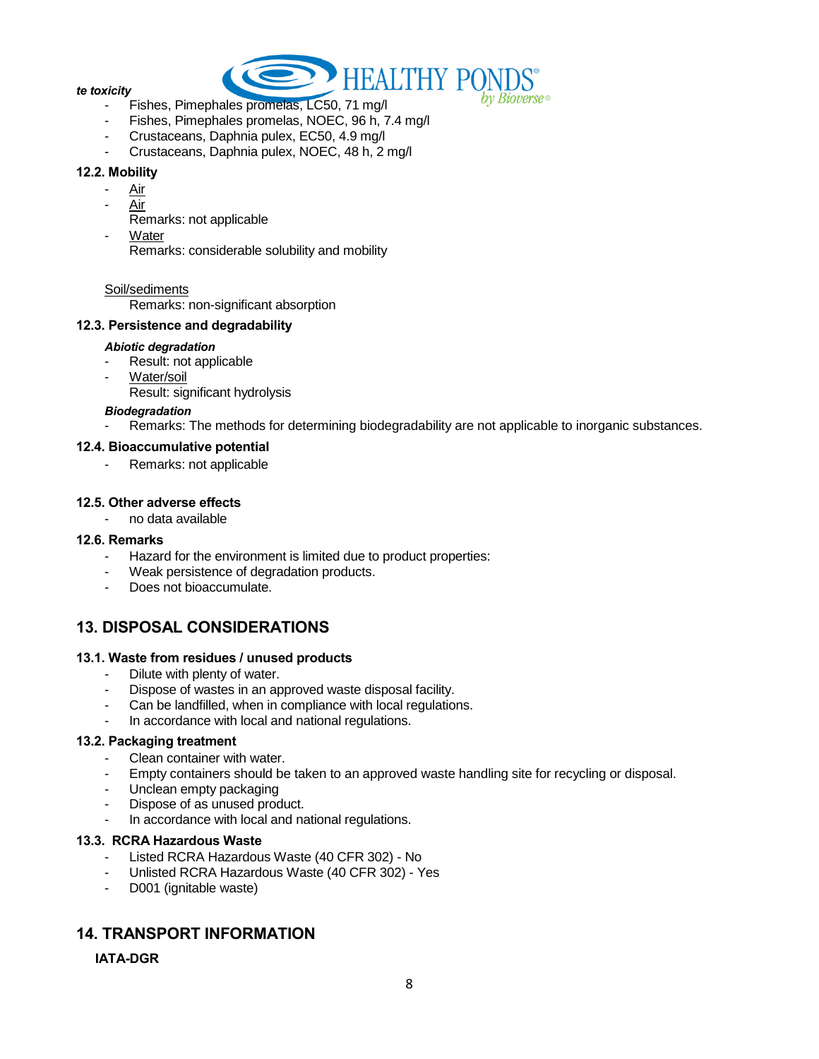*te toxicity*

- Fishes, Pimephales promelas, LC50, 71 mg/l
- Fishes, Pimephales promelas, NOEC, 96 h, 7.4 mg/l
- Crustaceans, Daphnia pulex, EC50, 4.9 mg/l
- Crustaceans, Daphnia pulex, NOEC, 48 h, 2 mg/l

**12.2. Mobility**

- Air
- Air
  Remarks: not applicable
- Water
  Remarks: considerable solubility and mobility

Soil/sediments
  Remarks: non-significant absorption

**12.3. Persistence and degradability**

***Abiotic degradation***

- Result: not applicable
- Water/soil
  Result: significant hydrolysis

***Biodegradation***

- Remarks: The methods for determining biodegradability are not applicable to inorganic substances.

**12.4. Bioaccumulative potential**

- Remarks: not applicable

**12.5. Other adverse effects**

- no data available

**12.6. Remarks**

- Hazard for the environment is limited due to product properties:
- Weak persistence of degradation products.
- Does not bioaccumulate.

## 13. DISPOSAL CONSIDERATIONS

**13.1. Waste from residues / unused products**

- Dilute with plenty of water.
- Dispose of wastes in an approved waste disposal facility.
- Can be landfilled, when in compliance with local regulations.
- In accordance with local and national regulations.

**13.2. Packaging treatment**

- Clean container with water.
- Empty containers should be taken to an approved waste handling site for recycling or disposal.
- Unclean empty packaging
- Dispose of as unused product.
- In accordance with local and national regulations.

**13.3. RCRA Hazardous Waste**

- Listed RCRA Hazardous Waste (40 CFR 302) - No
- Unlisted RCRA Hazardous Waste (40 CFR 302) - Yes
- D001 (ignitable waste)

## 14. TRANSPORT INFORMATION

**IATA-DGR**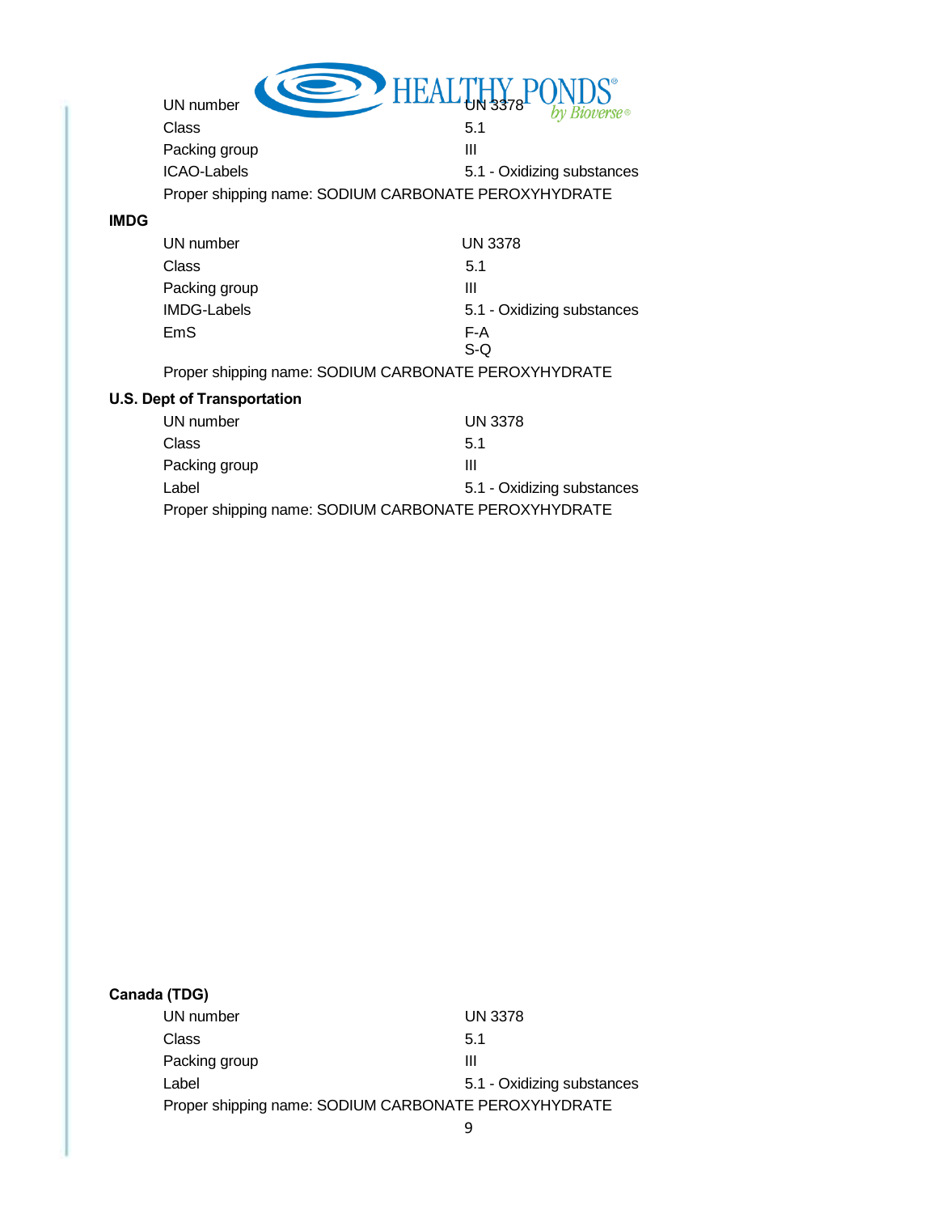| | |
|---|---|
| UN number | UN 3378 |
| Class | 5.1 |
| Packing group | III |
| ICAO-Labels | 5.1 - Oxidizing substances |

Proper shipping name: SODIUM CARBONATE PEROXYHYDRATE

**IMDG**

| | |
|---|---|
| UN number | UN 3378 |
| Class | 5.1 |
| Packing group | III |
| IMDG-Labels | 5.1 - Oxidizing substances |
| EmS | F-A<br>S-Q |

Proper shipping name: SODIUM CARBONATE PEROXYHYDRATE

**U.S. Dept of Transportation**

| | |
|---|---|
| UN number | UN 3378 |
| Class | 5.1 |
| Packing group | III |
| Label | 5.1 - Oxidizing substances |

Proper shipping name: SODIUM CARBONATE PEROXYHYDRATE

**Canada (TDG)**

| | |
|---|---|
| UN number | UN 3378 |
| Class | 5.1 |
| Packing group | III |
| Label | 5.1 - Oxidizing substances |

Proper shipping name: SODIUM CARBONATE PEROXYHYDRATE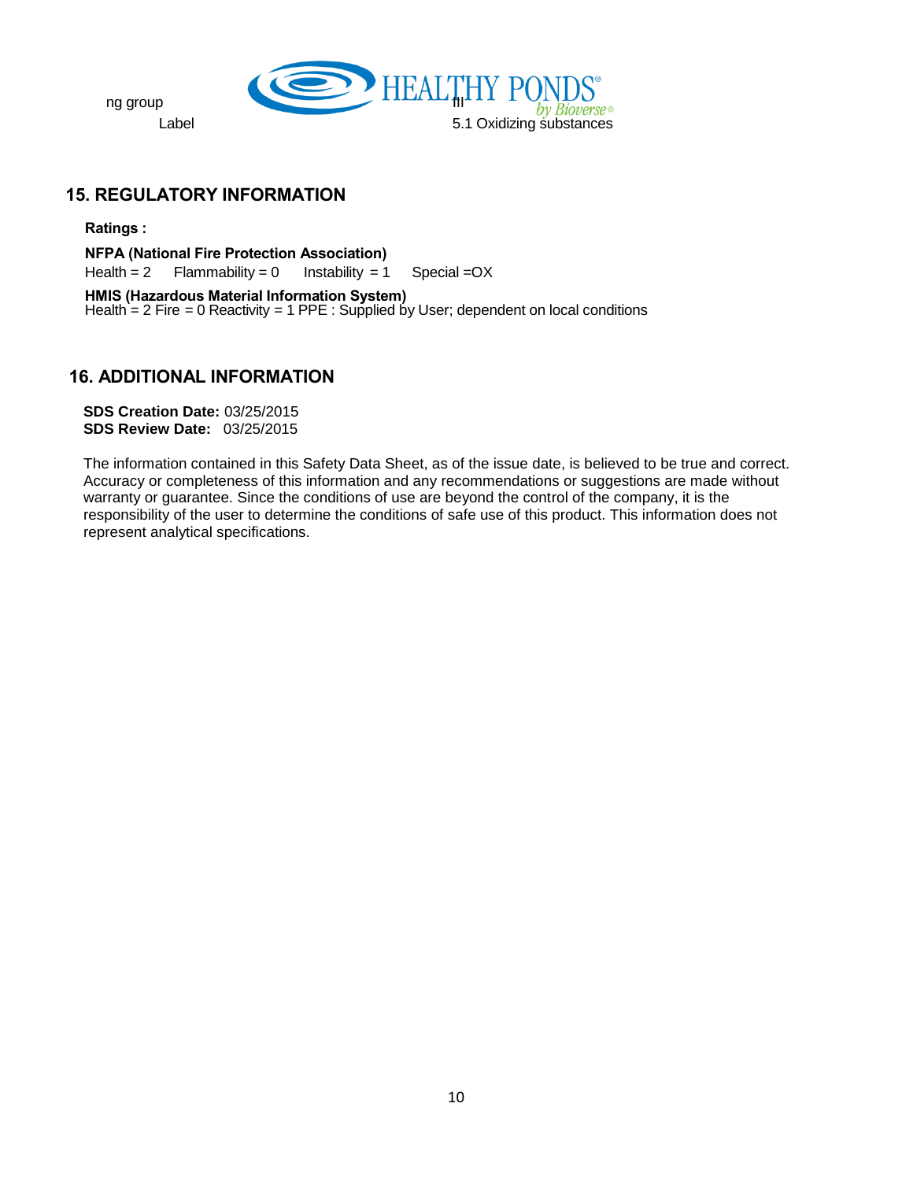ng group Label III

5.1 Oxidizing substances

## 15. REGULATORY INFORMATION

**Ratings :**

**NFPA (National Fire Protection Association)**
Health = 2 Flammability = 0 Instability = 1 Special =OX

**HMIS (Hazardous Material Information System)**
Health = 2 Fire = 0 Reactivity = 1 PPE : Supplied by User; dependent on local conditions

## 16. ADDITIONAL INFORMATION

**SDS Creation Date:** 03/25/2015
**SDS Review Date:** 03/25/2015

The information contained in this Safety Data Sheet, as of the issue date, is believed to be true and correct. Accuracy or completeness of this information and any recommendations or suggestions are made without warranty or guarantee. Since the conditions of use are beyond the control of the company, it is the responsibility of the user to determine the conditions of safe use of this product. This information does not represent analytical specifications.